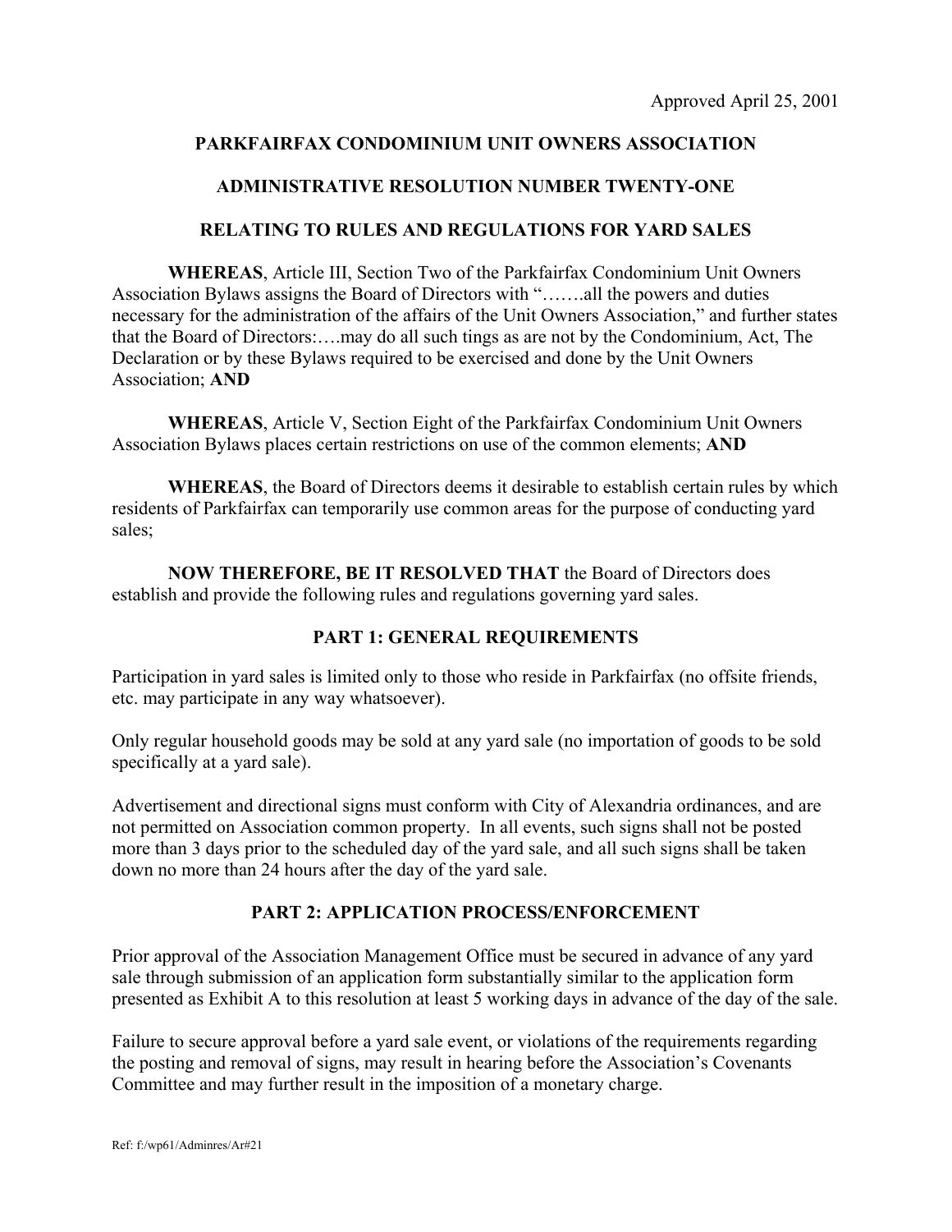Approved April 25, 2001

**PARKFAIRFAX CONDOMINIUM UNIT OWNERS ASSOCIATION**

**ADMINISTRATIVE RESOLUTION NUMBER TWENTY-ONE**

**RELATING TO RULES AND REGULATIONS FOR YARD SALES**

**WHEREAS**, Article III, Section Two of the Parkfairfax Condominium Unit Owners Association Bylaws assigns the Board of Directors with "…….all the powers and duties necessary for the administration of the affairs of the Unit Owners Association," and further states that the Board of Directors:….may do all such tings as are not by the Condominium, Act, The Declaration or by these Bylaws required to be exercised and done by the Unit Owners Association; **AND**

**WHEREAS**, Article V, Section Eight of the Parkfairfax Condominium Unit Owners Association Bylaws places certain restrictions on use of the common elements; **AND**

**WHEREAS**, the Board of Directors deems it desirable to establish certain rules by which residents of Parkfairfax can temporarily use common areas for the purpose of conducting yard sales;

**NOW THEREFORE, BE IT RESOLVED THAT** the Board of Directors does establish and provide the following rules and regulations governing yard sales.

## PART 1: GENERAL REQUIREMENTS

Participation in yard sales is limited only to those who reside in Parkfairfax (no offsite friends, etc. may participate in any way whatsoever).

Only regular household goods may be sold at any yard sale (no importation of goods to be sold specifically at a yard sale).

Advertisement and directional signs must conform with City of Alexandria ordinances, and are not permitted on Association common property. In all events, such signs shall not be posted more than 3 days prior to the scheduled day of the yard sale, and all such signs shall be taken down no more than 24 hours after the day of the yard sale.

## PART 2: APPLICATION PROCESS/ENFORCEMENT

Prior approval of the Association Management Office must be secured in advance of any yard sale through submission of an application form substantially similar to the application form presented as Exhibit A to this resolution at least 5 working days in advance of the day of the sale.

Failure to secure approval before a yard sale event, or violations of the requirements regarding the posting and removal of signs, may result in hearing before the Association's Covenants Committee and may further result in the imposition of a monetary charge.

Ref: f:/wp61/Adminres/Ar#21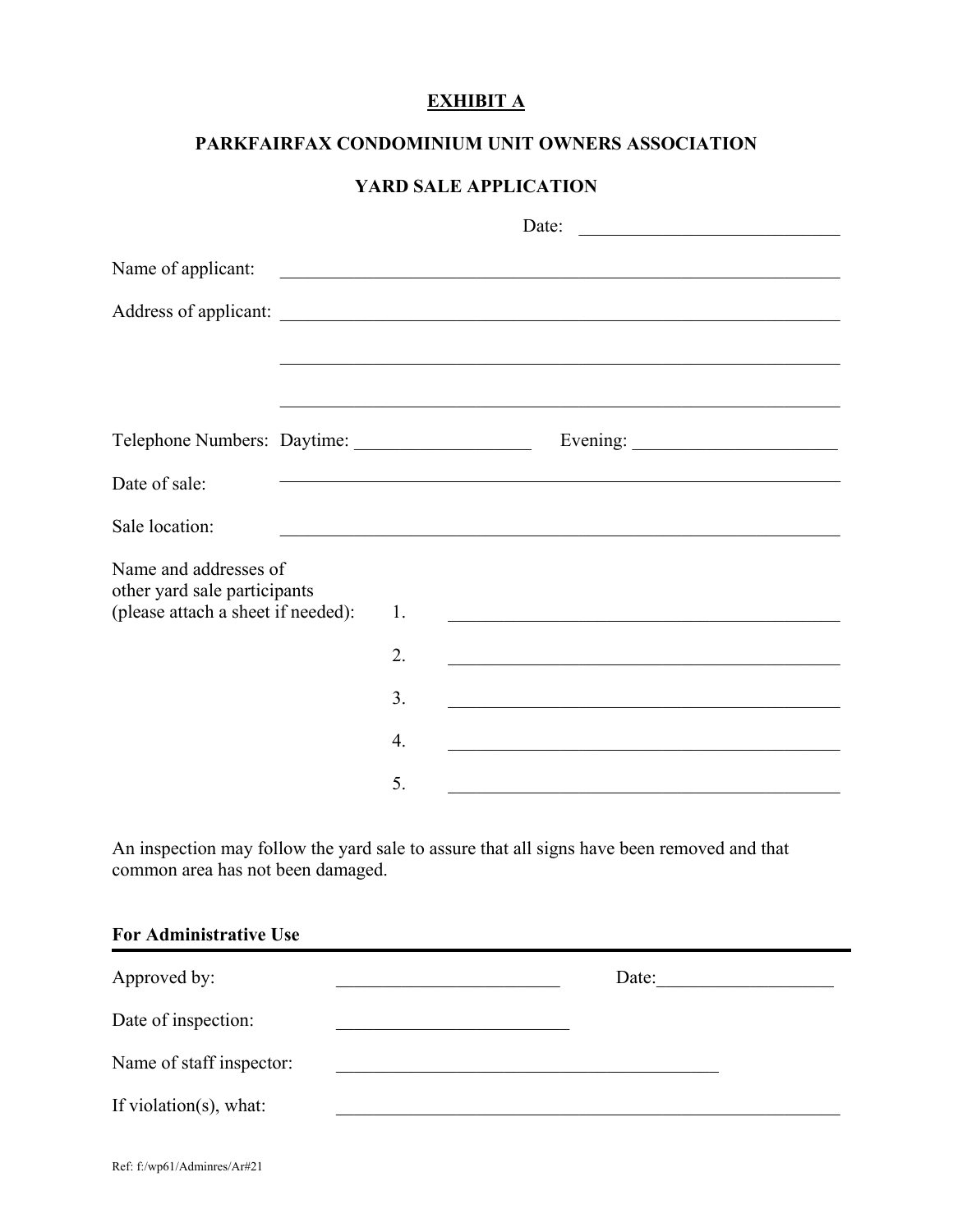**EXHIBIT A**

**PARKFAIRFAX CONDOMINIUM UNIT OWNERS ASSOCIATION**

**YARD SALE APPLICATION**

Date: ____________________________

Name of applicant: ____________________________________________________________

Address of applicant: ____________________________________________________________

____________________________________________________________

____________________________________________________________

Telephone Numbers: Daytime: ___________________ Evening: ______________________

Date of sale: ____________________________________________________________

Sale location: ____________________________________________________________

Name and addresses of other yard sale participants (please attach a sheet if needed):

1. ____________________________________________
2. ____________________________________________
3. ____________________________________________
4. ____________________________________________
5. ____________________________________________

An inspection may follow the yard sale to assure that all signs have been removed and that common area has not been damaged.

**For Administrative Use**

Approved by: ________________________ Date:___________________

Date of inspection: ________________________

Name of staff inspector: __________________________________________

If violation(s), what: ____________________________________________________

Ref: f:/wp61/Adminres/Ar#21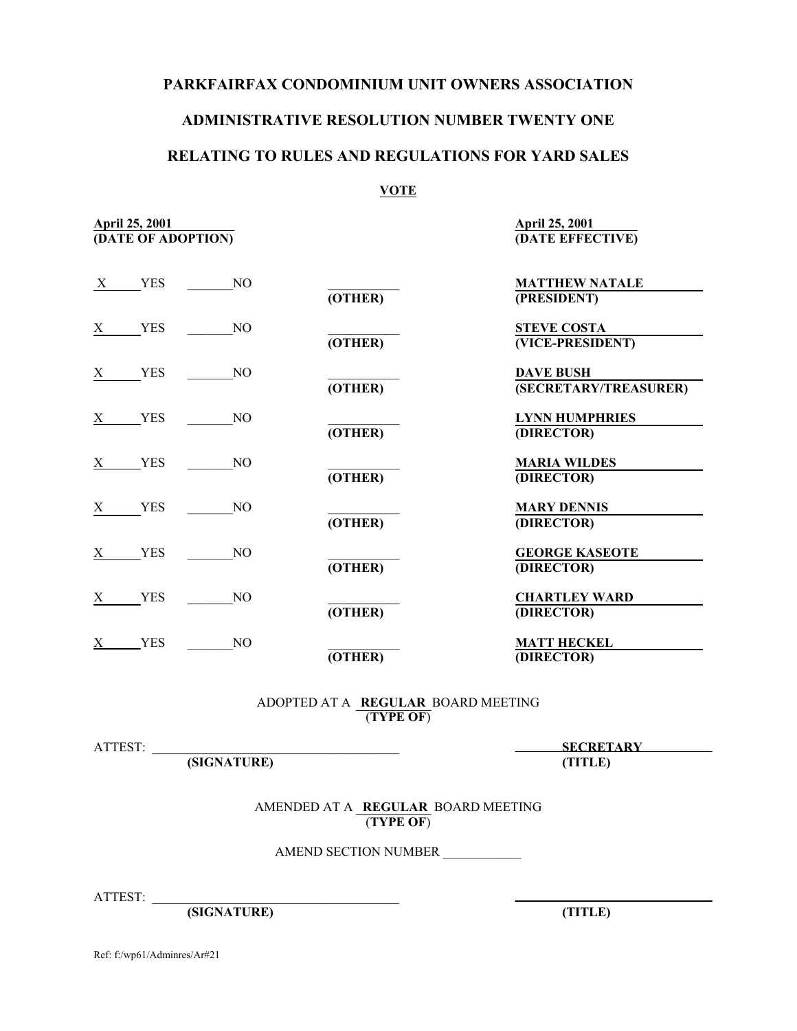# PARKFAIRFAX CONDOMINIUM UNIT OWNERS ASSOCIATION

## ADMINISTRATIVE RESOLUTION NUMBER TWENTY ONE

## RELATING TO RULES AND REGULATIONS FOR YARD SALES

**VOTE**

| | |
|---|---|
| **April 25, 2001** | **April 25, 2001** |
| **(DATE OF ADOPTION)** | **(DATE EFFECTIVE)** |

| | | | |
|---|---|---|---|
| X YES | ____ NO | ____ **(OTHER)** | **MATTHEW NATALE (PRESIDENT)** |
| X YES | ____ NO | ____ **(OTHER)** | **STEVE COSTA (VICE-PRESIDENT)** |
| X YES | ____ NO | ____ **(OTHER)** | **DAVE BUSH (SECRETARY/TREASURER)** |
| X YES | ____ NO | ____ **(OTHER)** | **LYNN HUMPHRIES (DIRECTOR)** |
| X YES | ____ NO | ____ **(OTHER)** | **MARIA WILDES (DIRECTOR)** |
| X YES | ____ NO | ____ **(OTHER)** | **MARY DENNIS (DIRECTOR)** |
| X YES | ____ NO | ____ **(OTHER)** | **GEORGE KASEOTE (DIRECTOR)** |
| X YES | ____ NO | ____ **(OTHER)** | **CHARTLEY WARD (DIRECTOR)** |
| X YES | ____ NO | ____ **(OTHER)** | **MATT HECKEL (DIRECTOR)** |

ADOPTED AT A **REGULAR** BOARD MEETING
(**TYPE OF**)

ATTEST: ______________________________ **(SIGNATURE)** **SECRETARY** **(TITLE)**

AMENDED AT A **REGULAR** BOARD MEETING
(**TYPE OF**)

AMEND SECTION NUMBER ____________

ATTEST: ______________________________ **(SIGNATURE)** ______________ **(TITLE)**

Ref: f:/wp61/Adminres/Ar#21